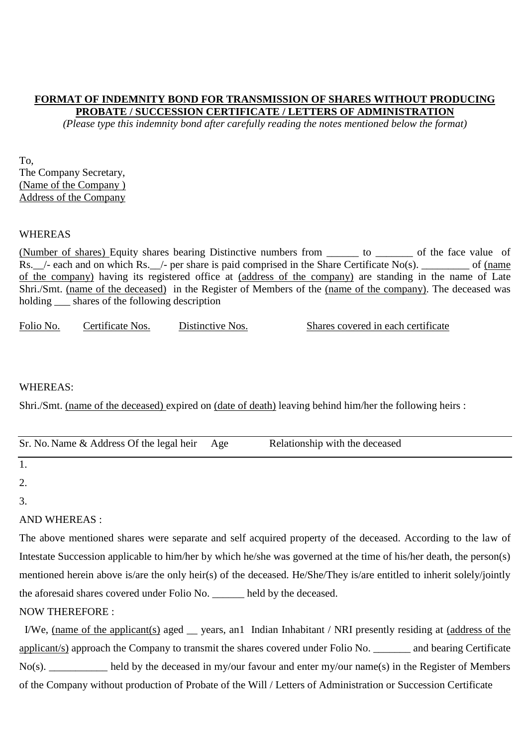**FORMAT OF INDEMNITY BOND FOR TRANSMISSION OF SHARES WITHOUT PRODUCING PROBATE / SUCCESSION CERTIFICATE / LETTERS OF ADMINISTRATION**

*(Please type this indemnity bond after carefully reading the notes mentioned below the format)*

To,
The Company Secretary,
(Name of the Company )
Address of the Company

WHEREAS

(Number of shares) Equity shares bearing Distinctive numbers from ______ to _______ of the face value of Rs.__/- each and on which Rs.__/- per share is paid comprised in the Share Certificate No(s). _________ of (name of the company) having its registered office at (address of the company) are standing in the name of Late Shri./Smt. (name of the deceased) in the Register of Members of the (name of the company). The deceased was holding ___ shares of the following description

| Folio No. | Certificate Nos. | Distinctive Nos. | Shares covered in each certificate |
|---|---|---|---|
| | | | |

WHEREAS:

Shri./Smt. (name of the deceased) expired on (date of death) leaving behind him/her the following heirs :

| Sr. No. | Name & Address Of the legal heir | Age | Relationship with the deceased |
|---|---|---|---|
| 1. | | | |
| 2. | | | |
| 3. | | | |

AND WHEREAS :

The above mentioned shares were separate and self acquired property of the deceased. According to the law of Intestate Succession applicable to him/her by which he/she was governed at the time of his/her death, the person(s) mentioned herein above is/are the only heir(s) of the deceased. He/She/They is/are entitled to inherit solely/jointly the aforesaid shares covered under Folio No. ______ held by the deceased.

NOW THEREFORE :

I/We, (name of the applicant(s) aged __ years, an1 Indian Inhabitant / NRI presently residing at (address of the applicant/s) approach the Company to transmit the shares covered under Folio No. _______ and bearing Certificate No(s). ___________ held by the deceased in my/our favour and enter my/our name(s) in the Register of Members of the Company without production of Probate of the Will / Letters of Administration or Succession Certificate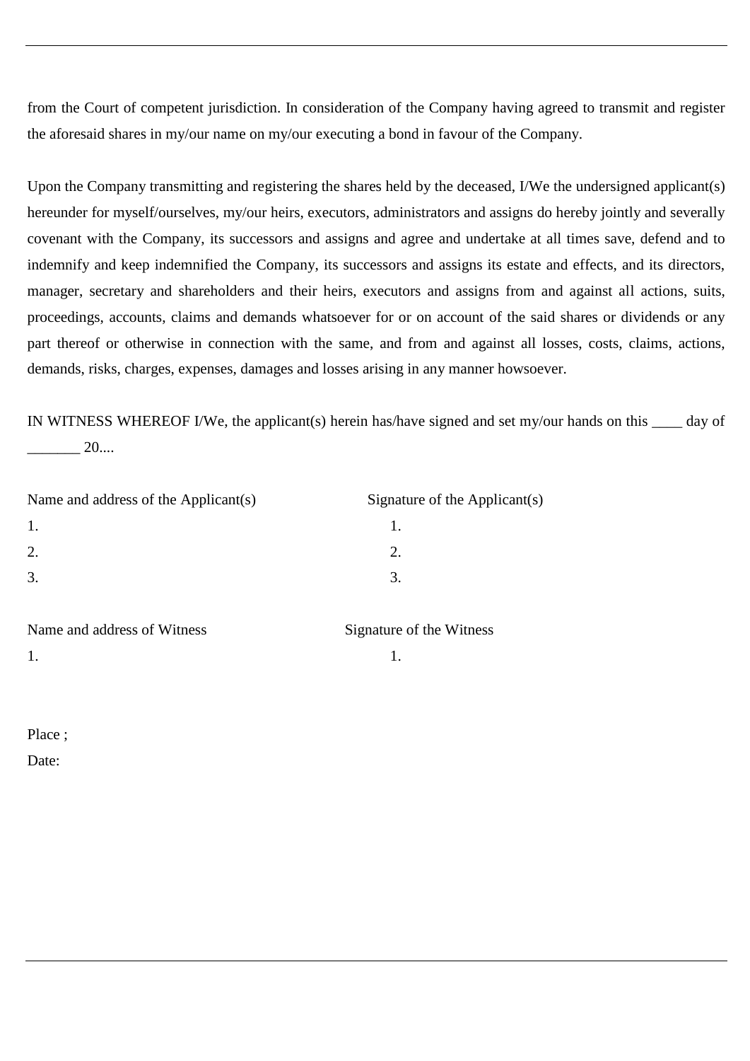from the Court of competent jurisdiction. In consideration of the Company having agreed to transmit and register the aforesaid shares in my/our name on my/our executing a bond in favour of the Company.

Upon the Company transmitting and registering the shares held by the deceased, I/We the undersigned applicant(s) hereunder for myself/ourselves, my/our heirs, executors, administrators and assigns do hereby jointly and severally covenant with the Company, its successors and assigns and agree and undertake at all times save, defend and to indemnify and keep indemnified the Company, its successors and assigns its estate and effects, and its directors, manager, secretary and shareholders and their heirs, executors and assigns from and against all actions, suits, proceedings, accounts, claims and demands whatsoever for or on account of the said shares or dividends or any part thereof or otherwise in connection with the same, and from and against all losses, costs, claims, actions, demands, risks, charges, expenses, damages and losses arising in any manner howsoever.

IN WITNESS WHEREOF I/We, the applicant(s) herein has/have signed and set my/our hands on this ____ day of _______ 20....

| Name and address of the Applicant(s) | Signature of the Applicant(s) |
|---|---|
| 1. | 1. |
| 2. | 2. |
| 3. | 3. |

| Name and address of Witness | Signature of the Witness |
|---|---|
| 1. | 1. |

Place ;

Date: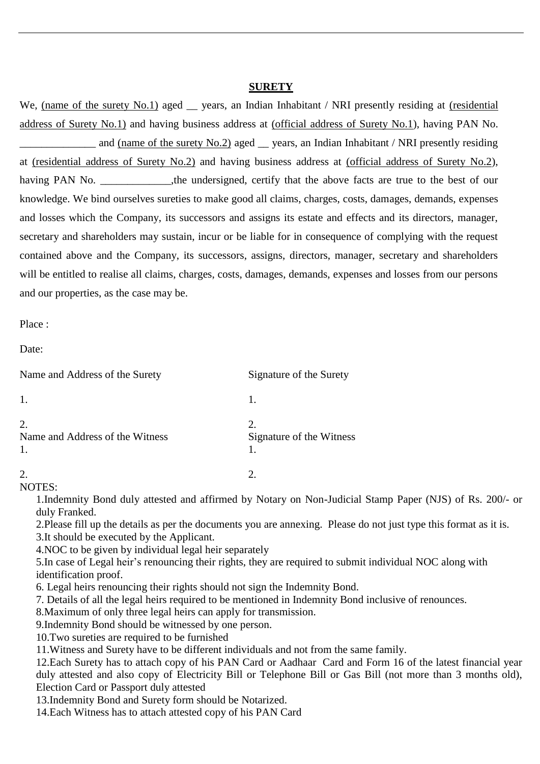## SURETY

We, (name of the surety No.1) aged __ years, an Indian Inhabitant / NRI presently residing at (residential address of Surety No.1) and having business address at (official address of Surety No.1), having PAN No. ______________ and (name of the surety No.2) aged __ years, an Indian Inhabitant / NRI presently residing at (residential address of Surety No.2) and having business address at (official address of Surety No.2), having PAN No. _____________,the undersigned, certify that the above facts are true to the best of our knowledge. We bind ourselves sureties to make good all claims, charges, costs, damages, demands, expenses and losses which the Company, its successors and assigns its estate and effects and its directors, manager, secretary and shareholders may sustain, incur or be liable for in consequence of complying with the request contained above and the Company, its successors, assigns, directors, manager, secretary and shareholders will be entitled to realise all claims, charges, costs, damages, demands, expenses and losses from our persons and our properties, as the case may be.

Place :

Date:

| Name and Address of the Surety | Signature of the Surety |
|---|---|
| 1. | 1. |
| 2. | 2. |

| Name and Address of the Witness | Signature of the Witness |
|---|---|
| 1. | 1. |
| 2. | 2. |

NOTES:

1. Indemnity Bond duly attested and affirmed by Notary on Non-Judicial Stamp Paper (NJS) of Rs. 200/- or duly Franked.
2. Please fill up the details as per the documents you are annexing. Please do not just type this format as it is.
3. It should be executed by the Applicant.
4. NOC to be given by individual legal heir separately
5. In case of Legal heir's renouncing their rights, they are required to submit individual NOC along with identification proof.
6. Legal heirs renouncing their rights should not sign the Indemnity Bond.
7. Details of all the legal heirs required to be mentioned in Indemnity Bond inclusive of renounces.
8. Maximum of only three legal heirs can apply for transmission.
9. Indemnity Bond should be witnessed by one person.
10. Two sureties are required to be furnished
11. Witness and Surety have to be different individuals and not from the same family.
12. Each Surety has to attach copy of his PAN Card or Aadhaar Card and Form 16 of the latest financial year duly attested and also copy of Electricity Bill or Telephone Bill or Gas Bill (not more than 3 months old), Election Card or Passport duly attested
13. Indemnity Bond and Surety form should be Notarized.
14. Each Witness has to attach attested copy of his PAN Card